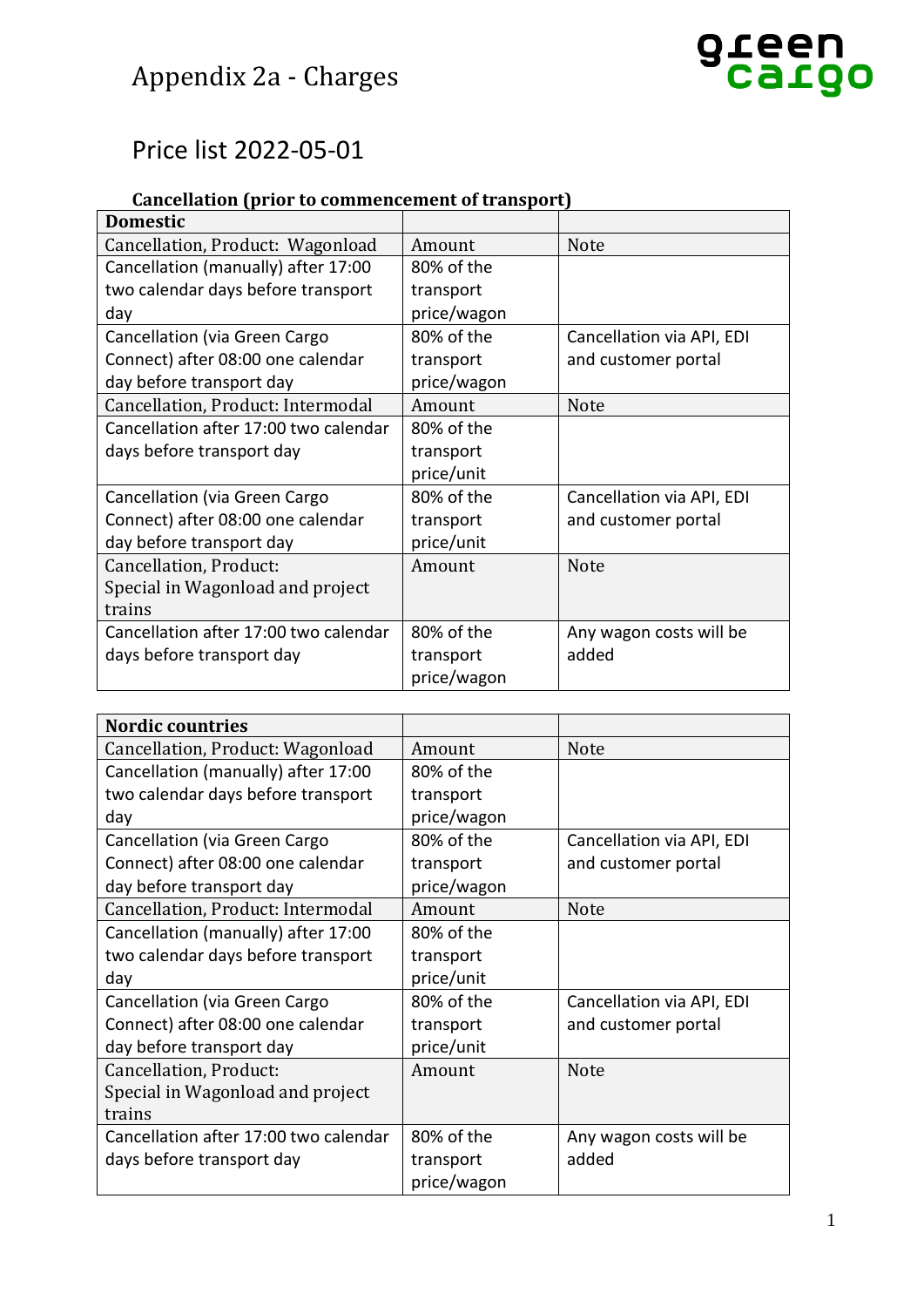# Appendix 2a - Charges

## Price list 2022-05-01

### Cancellation (prior to commencement of transport)

| **Domestic** | | |
|---|---|---|
| Cancellation, Product: Wagonload | Amount | Note |
| Cancellation (manually) after 17:00 two calendar days before transport day | 80% of the transport price/wagon | |
| Cancellation (via Green Cargo Connect) after 08:00 one calendar day before transport day | 80% of the transport price/wagon | Cancellation via API, EDI and customer portal |
| Cancellation, Product: Intermodal | Amount | Note |
| Cancellation after 17:00 two calendar days before transport day | 80% of the transport price/unit | |
| Cancellation (via Green Cargo Connect) after 08:00 one calendar day before transport day | 80% of the transport price/unit | Cancellation via API, EDI and customer portal |
| Cancellation, Product: Special in Wagonload and project trains | Amount | Note |
| Cancellation after 17:00 two calendar days before transport day | 80% of the transport price/wagon | Any wagon costs will be added |

| **Nordic countries** | | |
|---|---|---|
| Cancellation, Product: Wagonload | Amount | Note |
| Cancellation (manually) after 17:00 two calendar days before transport day | 80% of the transport price/wagon | |
| Cancellation (via Green Cargo Connect) after 08:00 one calendar day before transport day | 80% of the transport price/wagon | Cancellation via API, EDI and customer portal |
| Cancellation, Product: Intermodal | Amount | Note |
| Cancellation (manually) after 17:00 two calendar days before transport day | 80% of the transport price/unit | |
| Cancellation (via Green Cargo Connect) after 08:00 one calendar day before transport day | 80% of the transport price/unit | Cancellation via API, EDI and customer portal |
| Cancellation, Product: Special in Wagonload and project trains | Amount | Note |
| Cancellation after 17:00 two calendar days before transport day | 80% of the transport price/wagon | Any wagon costs will be added |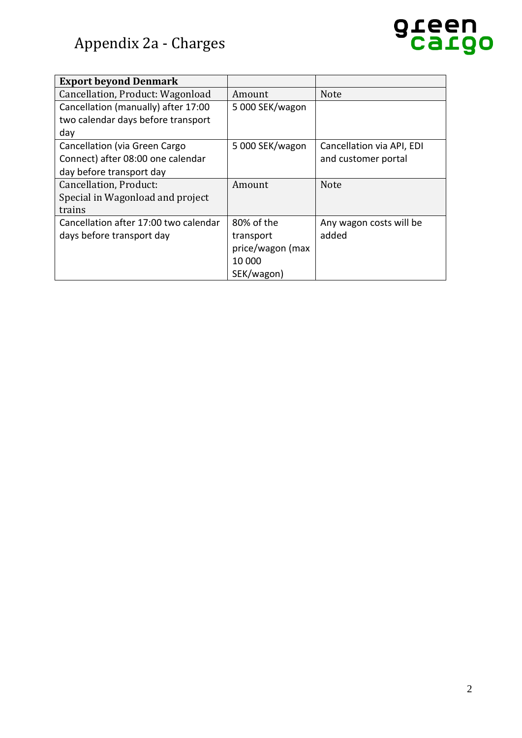# Appendix 2a - Charges

| **Export beyond Denmark** | | |
|---|---|---|
| Cancellation, Product: Wagonload | Amount | Note |
| Cancellation (manually) after 17:00 two calendar days before transport day | 5 000 SEK/wagon | |
| Cancellation (via Green Cargo Connect) after 08:00 one calendar day before transport day | 5 000 SEK/wagon | Cancellation via API, EDI and customer portal |
| Cancellation, Product: Special in Wagonload and project trains | Amount | Note |
| Cancellation after 17:00 two calendar days before transport day | 80% of the transport price/wagon (max 10 000 SEK/wagon) | Any wagon costs will be added |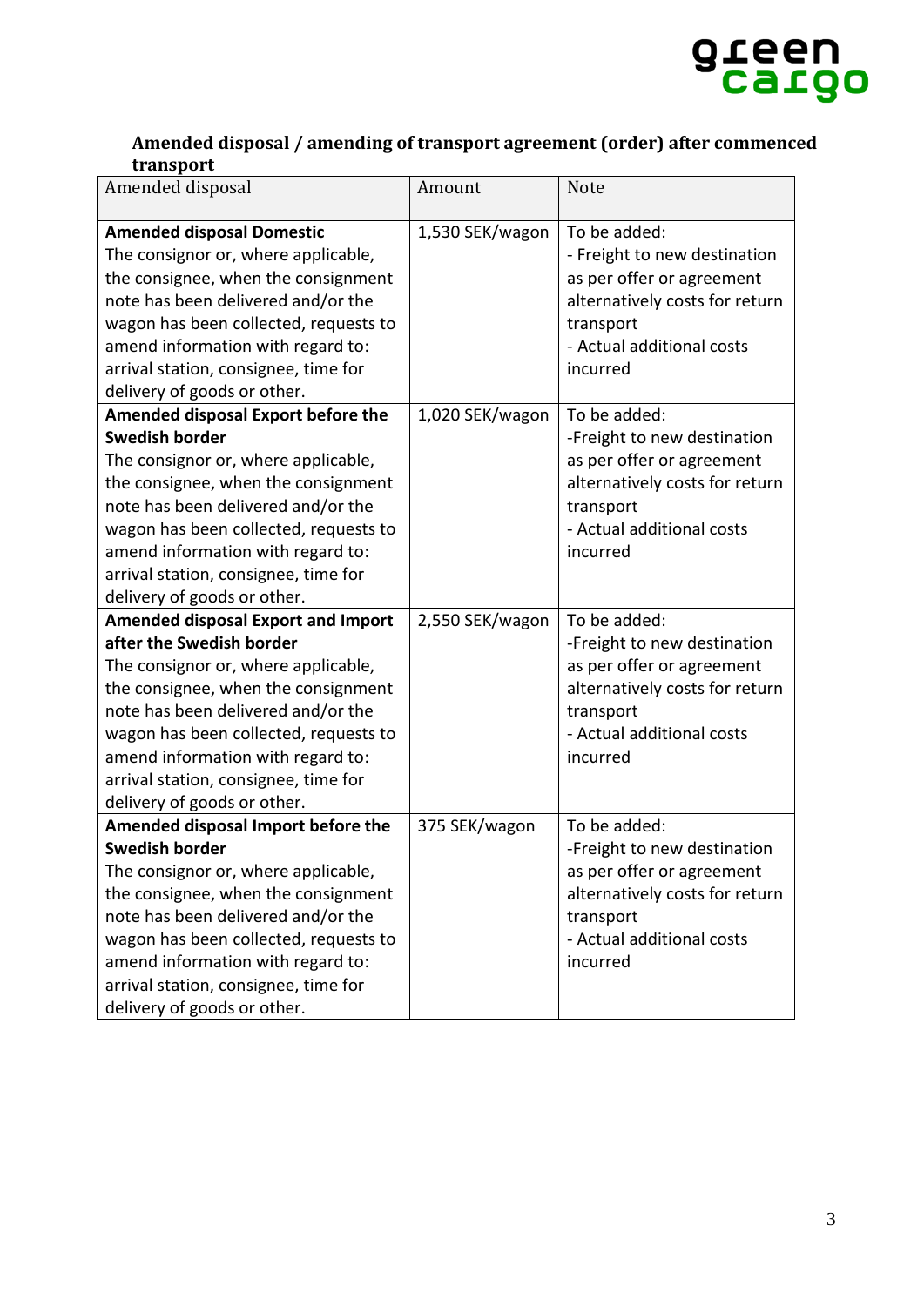## Amended disposal / amending of transport agreement (order) after commenced transport

| Amended disposal | Amount | Note |
|---|---|---|
| **Amended disposal Domestic** The consignor or, where applicable, the consignee, when the consignment note has been delivered and/or the wagon has been collected, requests to amend information with regard to: arrival station, consignee, time for delivery of goods or other. | 1,530 SEK/wagon | To be added: - Freight to new destination as per offer or agreement alternatively costs for return transport - Actual additional costs incurred |
| **Amended disposal Export before the Swedish border** The consignor or, where applicable, the consignee, when the consignment note has been delivered and/or the wagon has been collected, requests to amend information with regard to: arrival station, consignee, time for delivery of goods or other. | 1,020 SEK/wagon | To be added: -Freight to new destination as per offer or agreement alternatively costs for return transport - Actual additional costs incurred |
| **Amended disposal Export and Import after the Swedish border** The consignor or, where applicable, the consignee, when the consignment note has been delivered and/or the wagon has been collected, requests to amend information with regard to: arrival station, consignee, time for delivery of goods or other. | 2,550 SEK/wagon | To be added: -Freight to new destination as per offer or agreement alternatively costs for return transport - Actual additional costs incurred |
| **Amended disposal Import before the Swedish border** The consignor or, where applicable, the consignee, when the consignment note has been delivered and/or the wagon has been collected, requests to amend information with regard to: arrival station, consignee, time for delivery of goods or other. | 375 SEK/wagon | To be added: -Freight to new destination as per offer or agreement alternatively costs for return transport - Actual additional costs incurred |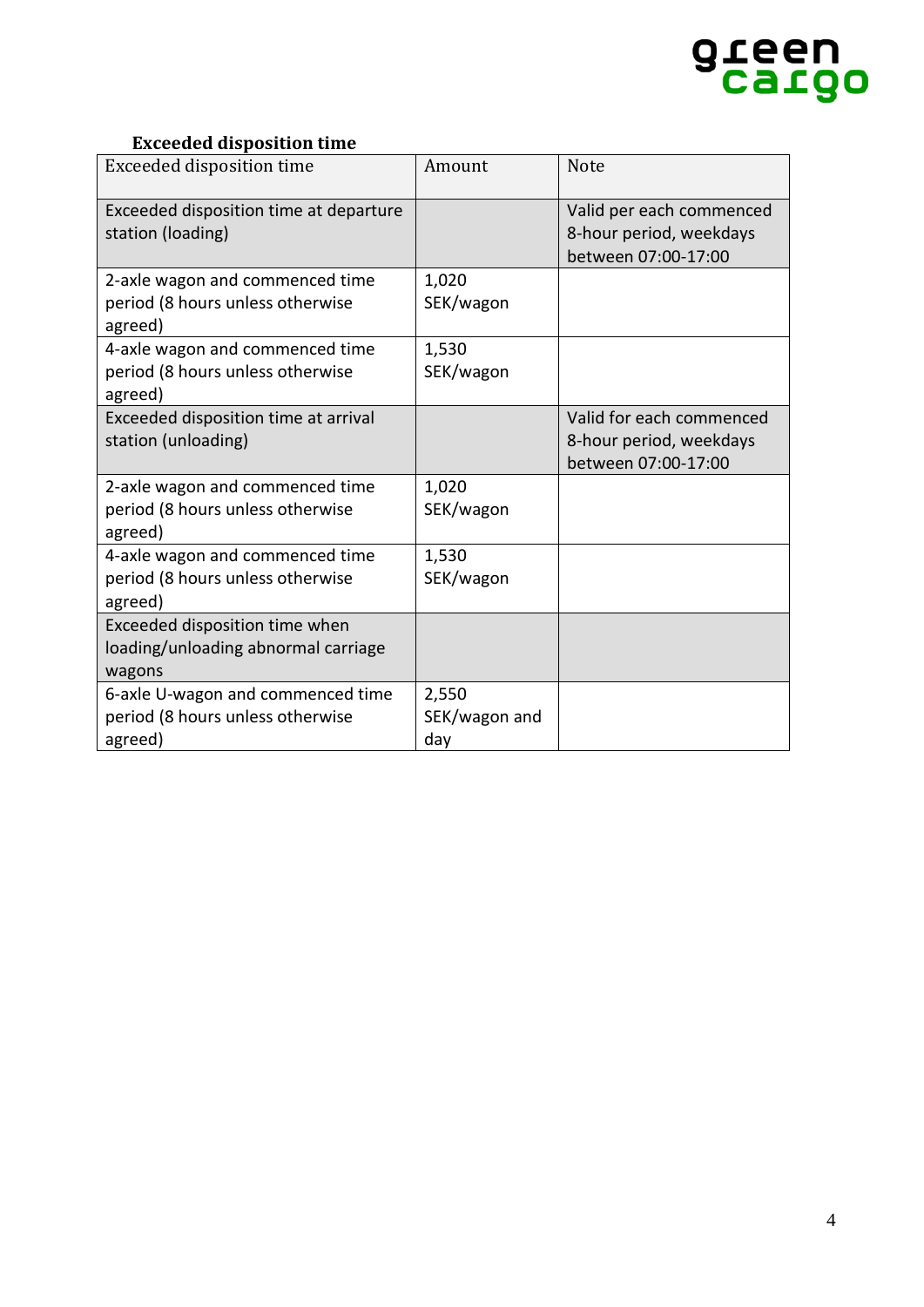### Exceeded disposition time

| Exceeded disposition time | Amount | Note |
| --- | --- | --- |
| Exceeded disposition time at departure station (loading) | | Valid per each commenced 8-hour period, weekdays between 07:00-17:00 |
| 2-axle wagon and commenced time period (8 hours unless otherwise agreed) | 1,020 SEK/wagon | |
| 4-axle wagon and commenced time period (8 hours unless otherwise agreed) | 1,530 SEK/wagon | |
| Exceeded disposition time at arrival station (unloading) | | Valid for each commenced 8-hour period, weekdays between 07:00-17:00 |
| 2-axle wagon and commenced time period (8 hours unless otherwise agreed) | 1,020 SEK/wagon | |
| 4-axle wagon and commenced time period (8 hours unless otherwise agreed) | 1,530 SEK/wagon | |
| Exceeded disposition time when loading/unloading abnormal carriage wagons | | |
| 6-axle U-wagon and commenced time period (8 hours unless otherwise agreed) | 2,550 SEK/wagon and day | |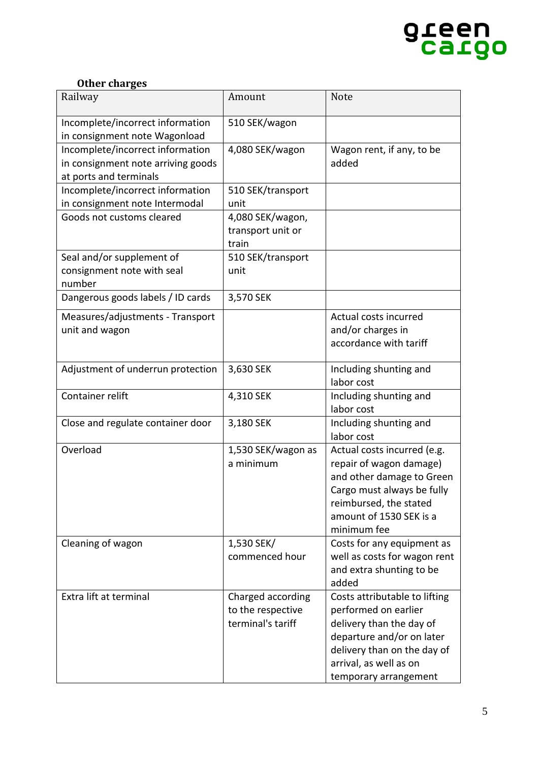**Other charges**

| Railway | Amount | Note |
|---|---|---|
| Incomplete/incorrect information in consignment note Wagonload | 510 SEK/wagon | |
| Incomplete/incorrect information in consignment note arriving goods at ports and terminals | 4,080 SEK/wagon | Wagon rent, if any, to be added |
| Incomplete/incorrect information in consignment note Intermodal | 510 SEK/transport unit | |
| Goods not customs cleared | 4,080 SEK/wagon, transport unit or train | |
| Seal and/or supplement of consignment note with seal number | 510 SEK/transport unit | |
| Dangerous goods labels / ID cards | 3,570 SEK | |
| Measures/adjustments - Transport unit and wagon | | Actual costs incurred and/or charges in accordance with tariff |
| Adjustment of underrun protection | 3,630 SEK | Including shunting and labor cost |
| Container relift | 4,310 SEK | Including shunting and labor cost |
| Close and regulate container door | 3,180 SEK | Including shunting and labor cost |
| Overload | 1,530 SEK/wagon as a minimum | Actual costs incurred (e.g. repair of wagon damage) and other damage to Green Cargo must always be fully reimbursed, the stated amount of 1530 SEK is a minimum fee |
| Cleaning of wagon | 1,530 SEK/ commenced hour | Costs for any equipment as well as costs for wagon rent and extra shunting to be added |
| Extra lift at terminal | Charged according to the respective terminal's tariff | Costs attributable to lifting performed on earlier delivery than the day of departure and/or on later delivery than on the day of arrival, as well as on temporary arrangement |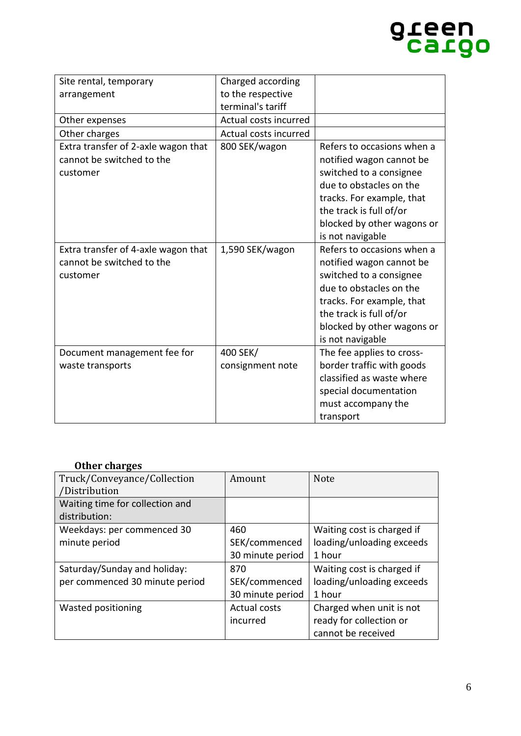| | | |
|---|---|---|
| Site rental, temporary arrangement | Charged according to the respective terminal's tariff | |
| Other expenses | Actual costs incurred | |
| Other charges | Actual costs incurred | |
| Extra transfer of 2-axle wagon that cannot be switched to the customer | 800 SEK/wagon | Refers to occasions when a notified wagon cannot be switched to a consignee due to obstacles on the tracks. For example, that the track is full of/or blocked by other wagons or is not navigable |
| Extra transfer of 4-axle wagon that cannot be switched to the customer | 1,590 SEK/wagon | Refers to occasions when a notified wagon cannot be switched to a consignee due to obstacles on the tracks. For example, that the track is full of/or blocked by other wagons or is not navigable |
| Document management fee for waste transports | 400 SEK/ consignment note | The fee applies to cross-border traffic with goods classified as waste where special documentation must accompany the transport |

**Other charges**

| Truck/Conveyance/Collection /Distribution | Amount | Note |
|---|---|---|
| Waiting time for collection and distribution: | | |
| Weekdays: per commenced 30 minute period | 460 SEK/commenced 30 minute period | Waiting cost is charged if loading/unloading exceeds 1 hour |
| Saturday/Sunday and holiday: per commenced 30 minute period | 870 SEK/commenced 30 minute period | Waiting cost is charged if loading/unloading exceeds 1 hour |
| Wasted positioning | Actual costs incurred | Charged when unit is not ready for collection or cannot be received |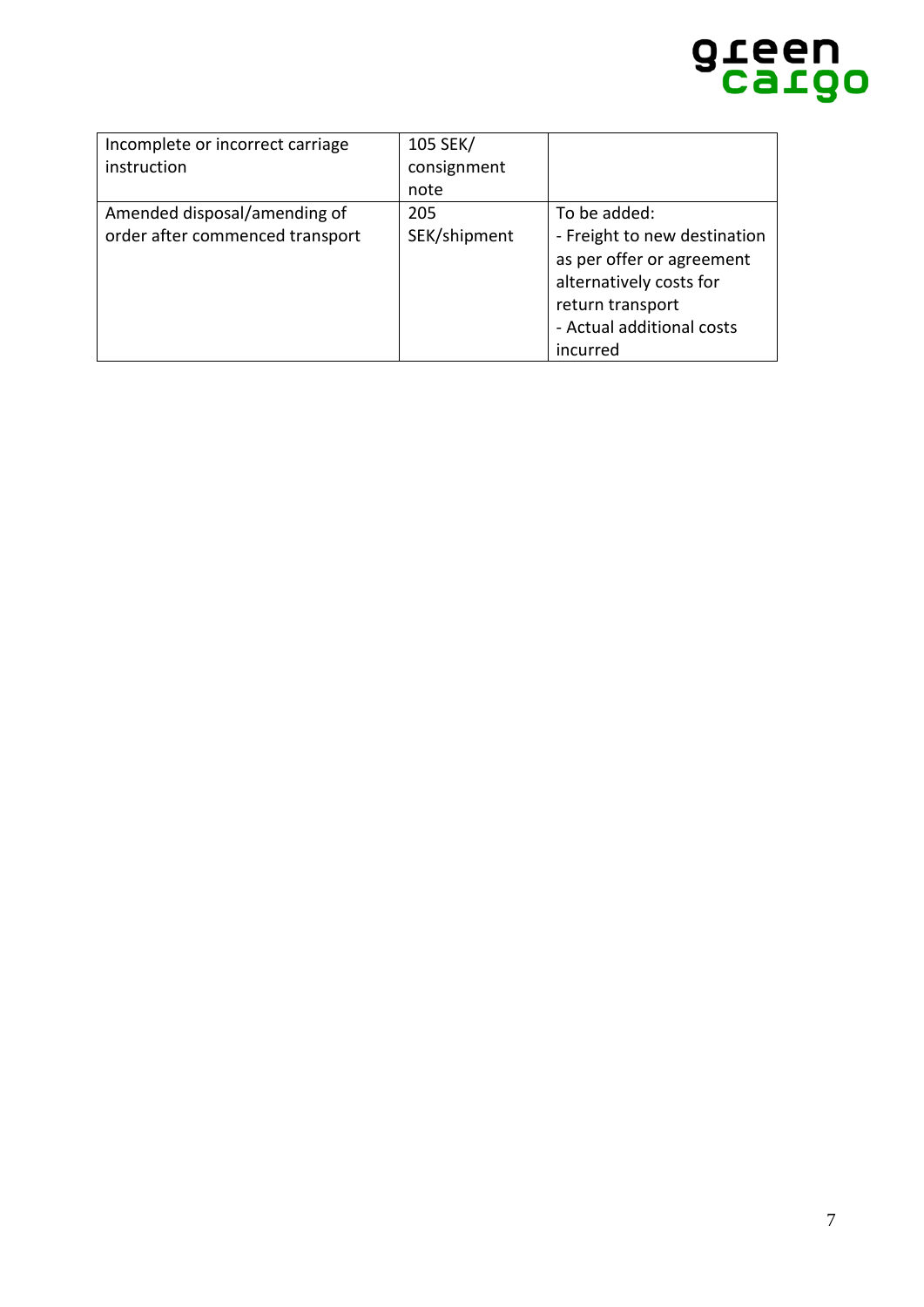| | | |
|---|---|---|
| Incomplete or incorrect carriage instruction | 105 SEK/ consignment note | |
| Amended disposal/amending of order after commenced transport | 205 SEK/shipment | To be added:<br>- Freight to new destination as per offer or agreement alternatively costs for return transport<br>- Actual additional costs incurred |